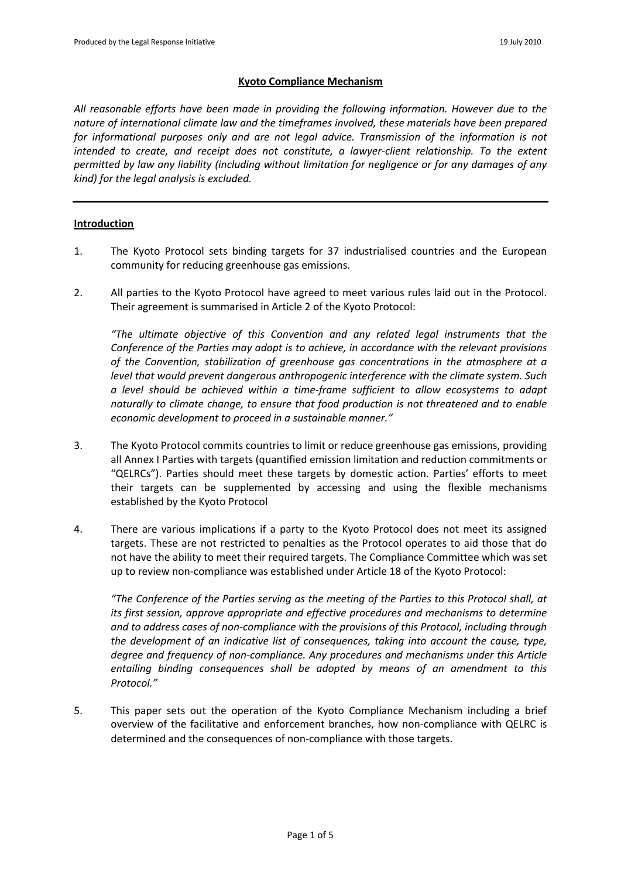**Kyoto Compliance Mechanism**

*All reasonable efforts have been made in providing the following information. However due to the nature of international climate law and the timeframes involved, these materials have been prepared for informational purposes only and are not legal advice. Transmission of the information is not intended to create, and receipt does not constitute, a lawyer-client relationship. To the extent permitted by law any liability (including without limitation for negligence or for any damages of any kind) for the legal analysis is excluded.*

---

## Introduction

1. The Kyoto Protocol sets binding targets for 37 industrialised countries and the European community for reducing greenhouse gas emissions.

2. All parties to the Kyoto Protocol have agreed to meet various rules laid out in the Protocol. Their agreement is summarised in Article 2 of the Kyoto Protocol:

   *"The ultimate objective of this Convention and any related legal instruments that the Conference of the Parties may adopt is to achieve, in accordance with the relevant provisions of the Convention, stabilization of greenhouse gas concentrations in the atmosphere at a level that would prevent dangerous anthropogenic interference with the climate system. Such a level should be achieved within a time-frame sufficient to allow ecosystems to adapt naturally to climate change, to ensure that food production is not threatened and to enable economic development to proceed in a sustainable manner."*

3. The Kyoto Protocol commits countries to limit or reduce greenhouse gas emissions, providing all Annex I Parties with targets (quantified emission limitation and reduction commitments or "QELRCs"). Parties should meet these targets by domestic action. Parties' efforts to meet their targets can be supplemented by accessing and using the flexible mechanisms established by the Kyoto Protocol

4. There are various implications if a party to the Kyoto Protocol does not meet its assigned targets. These are not restricted to penalties as the Protocol operates to aid those that do not have the ability to meet their required targets. The Compliance Committee which was set up to review non-compliance was established under Article 18 of the Kyoto Protocol:

   *"The Conference of the Parties serving as the meeting of the Parties to this Protocol shall, at its first session, approve appropriate and effective procedures and mechanisms to determine and to address cases of non-compliance with the provisions of this Protocol, including through the development of an indicative list of consequences, taking into account the cause, type, degree and frequency of non-compliance. Any procedures and mechanisms under this Article entailing binding consequences shall be adopted by means of an amendment to this Protocol."*

5. This paper sets out the operation of the Kyoto Compliance Mechanism including a brief overview of the facilitative and enforcement branches, how non-compliance with QELRC is determined and the consequences of non-compliance with those targets.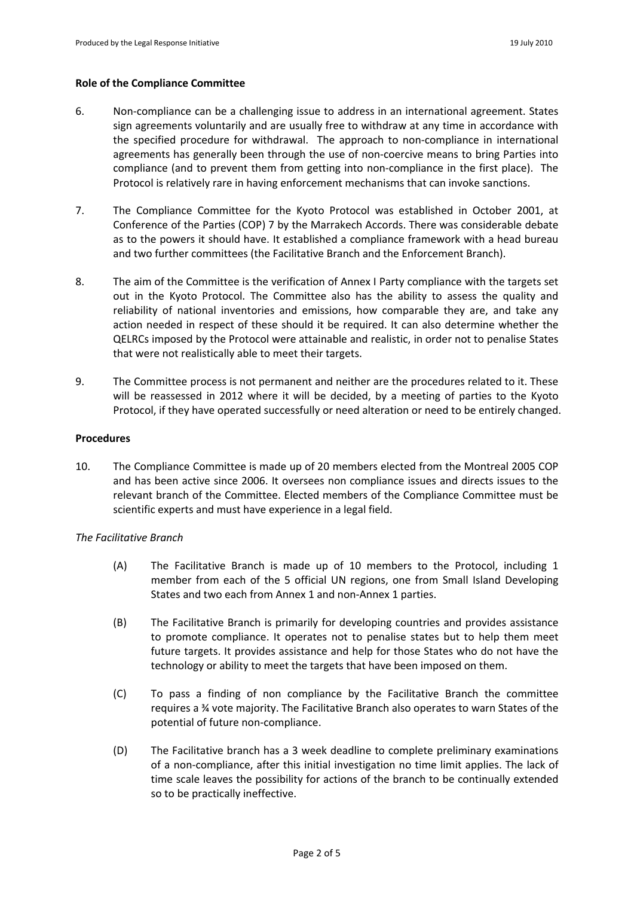**Role of the Compliance Committee**

6. Non-compliance can be a challenging issue to address in an international agreement. States sign agreements voluntarily and are usually free to withdraw at any time in accordance with the specified procedure for withdrawal. The approach to non-compliance in international agreements has generally been through the use of non-coercive means to bring Parties into compliance (and to prevent them from getting into non-compliance in the first place). The Protocol is relatively rare in having enforcement mechanisms that can invoke sanctions.

7. The Compliance Committee for the Kyoto Protocol was established in October 2001, at Conference of the Parties (COP) 7 by the Marrakech Accords. There was considerable debate as to the powers it should have. It established a compliance framework with a head bureau and two further committees (the Facilitative Branch and the Enforcement Branch).

8. The aim of the Committee is the verification of Annex I Party compliance with the targets set out in the Kyoto Protocol. The Committee also has the ability to assess the quality and reliability of national inventories and emissions, how comparable they are, and take any action needed in respect of these should it be required. It can also determine whether the QELRCs imposed by the Protocol were attainable and realistic, in order not to penalise States that were not realistically able to meet their targets.

9. The Committee process is not permanent and neither are the procedures related to it. These will be reassessed in 2012 where it will be decided, by a meeting of parties to the Kyoto Protocol, if they have operated successfully or need alteration or need to be entirely changed.

**Procedures**

10. The Compliance Committee is made up of 20 members elected from the Montreal 2005 COP and has been active since 2006. It oversees non compliance issues and directs issues to the relevant branch of the Committee. Elected members of the Compliance Committee must be scientific experts and must have experience in a legal field.

*The Facilitative Branch*

(A) The Facilitative Branch is made up of 10 members to the Protocol, including 1 member from each of the 5 official UN regions, one from Small Island Developing States and two each from Annex 1 and non-Annex 1 parties.

(B) The Facilitative Branch is primarily for developing countries and provides assistance to promote compliance. It operates not to penalise states but to help them meet future targets. It provides assistance and help for those States who do not have the technology or ability to meet the targets that have been imposed on them.

(C) To pass a finding of non compliance by the Facilitative Branch the committee requires a ¾ vote majority. The Facilitative Branch also operates to warn States of the potential of future non-compliance.

(D) The Facilitative branch has a 3 week deadline to complete preliminary examinations of a non-compliance, after this initial investigation no time limit applies. The lack of time scale leaves the possibility for actions of the branch to be continually extended so to be practically ineffective.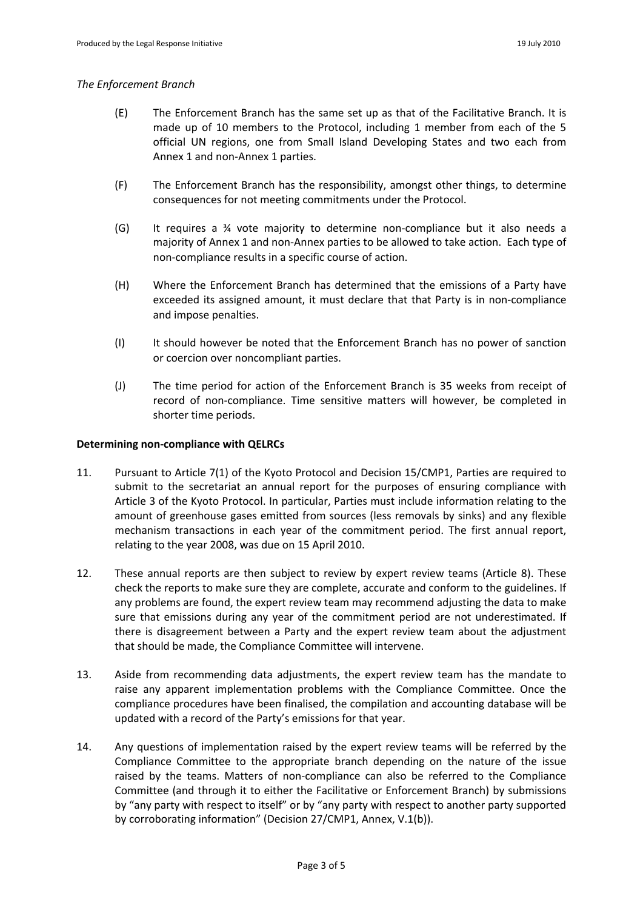*The Enforcement Branch*

(E) The Enforcement Branch has the same set up as that of the Facilitative Branch. It is made up of 10 members to the Protocol, including 1 member from each of the 5 official UN regions, one from Small Island Developing States and two each from Annex 1 and non-Annex 1 parties.

(F) The Enforcement Branch has the responsibility, amongst other things, to determine consequences for not meeting commitments under the Protocol.

(G) It requires a ¾ vote majority to determine non-compliance but it also needs a majority of Annex 1 and non-Annex parties to be allowed to take action. Each type of non-compliance results in a specific course of action.

(H) Where the Enforcement Branch has determined that the emissions of a Party have exceeded its assigned amount, it must declare that that Party is in non-compliance and impose penalties.

(I) It should however be noted that the Enforcement Branch has no power of sanction or coercion over noncompliant parties.

(J) The time period for action of the Enforcement Branch is 35 weeks from receipt of record of non-compliance. Time sensitive matters will however, be completed in shorter time periods.

**Determining non-compliance with QELRCs**

11. Pursuant to Article 7(1) of the Kyoto Protocol and Decision 15/CMP1, Parties are required to submit to the secretariat an annual report for the purposes of ensuring compliance with Article 3 of the Kyoto Protocol. In particular, Parties must include information relating to the amount of greenhouse gases emitted from sources (less removals by sinks) and any flexible mechanism transactions in each year of the commitment period. The first annual report, relating to the year 2008, was due on 15 April 2010.

12. These annual reports are then subject to review by expert review teams (Article 8). These check the reports to make sure they are complete, accurate and conform to the guidelines. If any problems are found, the expert review team may recommend adjusting the data to make sure that emissions during any year of the commitment period are not underestimated. If there is disagreement between a Party and the expert review team about the adjustment that should be made, the Compliance Committee will intervene.

13. Aside from recommending data adjustments, the expert review team has the mandate to raise any apparent implementation problems with the Compliance Committee. Once the compliance procedures have been finalised, the compilation and accounting database will be updated with a record of the Party's emissions for that year.

14. Any questions of implementation raised by the expert review teams will be referred by the Compliance Committee to the appropriate branch depending on the nature of the issue raised by the teams. Matters of non-compliance can also be referred to the Compliance Committee (and through it to either the Facilitative or Enforcement Branch) by submissions by "any party with respect to itself" or by "any party with respect to another party supported by corroborating information" (Decision 27/CMP1, Annex, V.1(b)).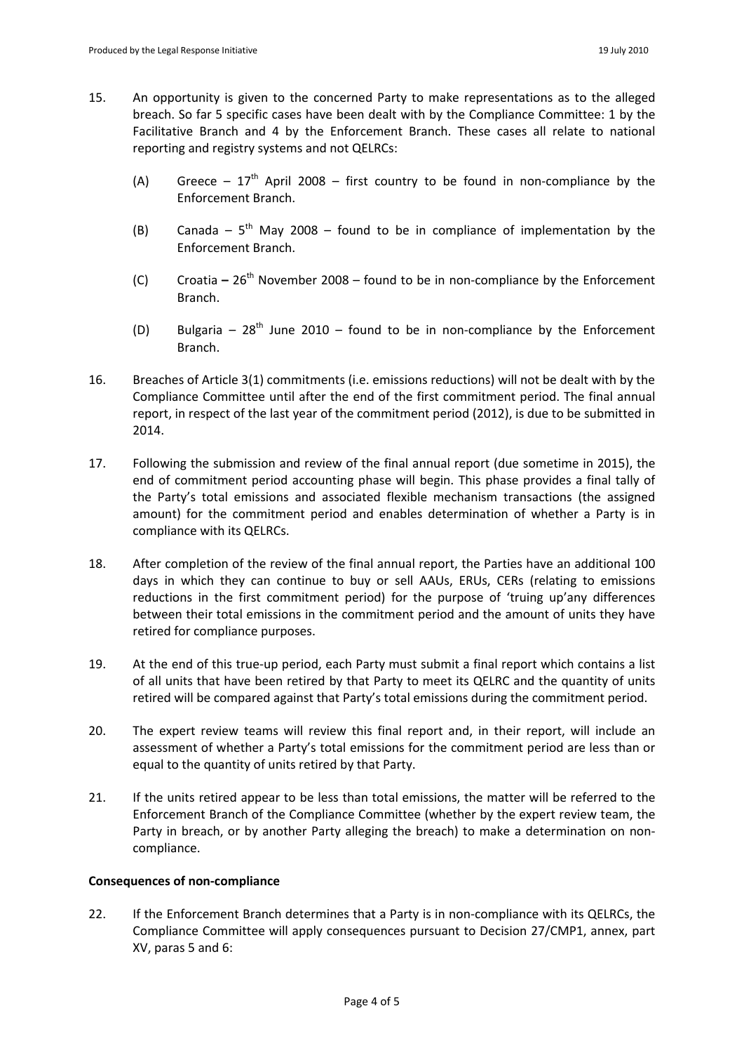15. An opportunity is given to the concerned Party to make representations as to the alleged breach. So far 5 specific cases have been dealt with by the Compliance Committee: 1 by the Facilitative Branch and 4 by the Enforcement Branch. These cases all relate to national reporting and registry systems and not QELRCs:

    (A) Greece – 17th April 2008 – first country to be found in non-compliance by the Enforcement Branch.

    (B) Canada – 5th May 2008 – found to be in compliance of implementation by the Enforcement Branch.

    (C) Croatia **–** 26th November 2008 – found to be in non-compliance by the Enforcement Branch.

    (D) Bulgaria – 28th June 2010 – found to be in non-compliance by the Enforcement Branch.

16. Breaches of Article 3(1) commitments (i.e. emissions reductions) will not be dealt with by the Compliance Committee until after the end of the first commitment period. The final annual report, in respect of the last year of the commitment period (2012), is due to be submitted in 2014.

17. Following the submission and review of the final annual report (due sometime in 2015), the end of commitment period accounting phase will begin. This phase provides a final tally of the Party's total emissions and associated flexible mechanism transactions (the assigned amount) for the commitment period and enables determination of whether a Party is in compliance with its QELRCs.

18. After completion of the review of the final annual report, the Parties have an additional 100 days in which they can continue to buy or sell AAUs, ERUs, CERs (relating to emissions reductions in the first commitment period) for the purpose of 'truing up'any differences between their total emissions in the commitment period and the amount of units they have retired for compliance purposes.

19. At the end of this true-up period, each Party must submit a final report which contains a list of all units that have been retired by that Party to meet its QELRC and the quantity of units retired will be compared against that Party's total emissions during the commitment period.

20. The expert review teams will review this final report and, in their report, will include an assessment of whether a Party's total emissions for the commitment period are less than or equal to the quantity of units retired by that Party.

21. If the units retired appear to be less than total emissions, the matter will be referred to the Enforcement Branch of the Compliance Committee (whether by the expert review team, the Party in breach, or by another Party alleging the breach) to make a determination on non-compliance.

**Consequences of non-compliance**

22. If the Enforcement Branch determines that a Party is in non-compliance with its QELRCs, the Compliance Committee will apply consequences pursuant to Decision 27/CMP1, annex, part XV, paras 5 and 6: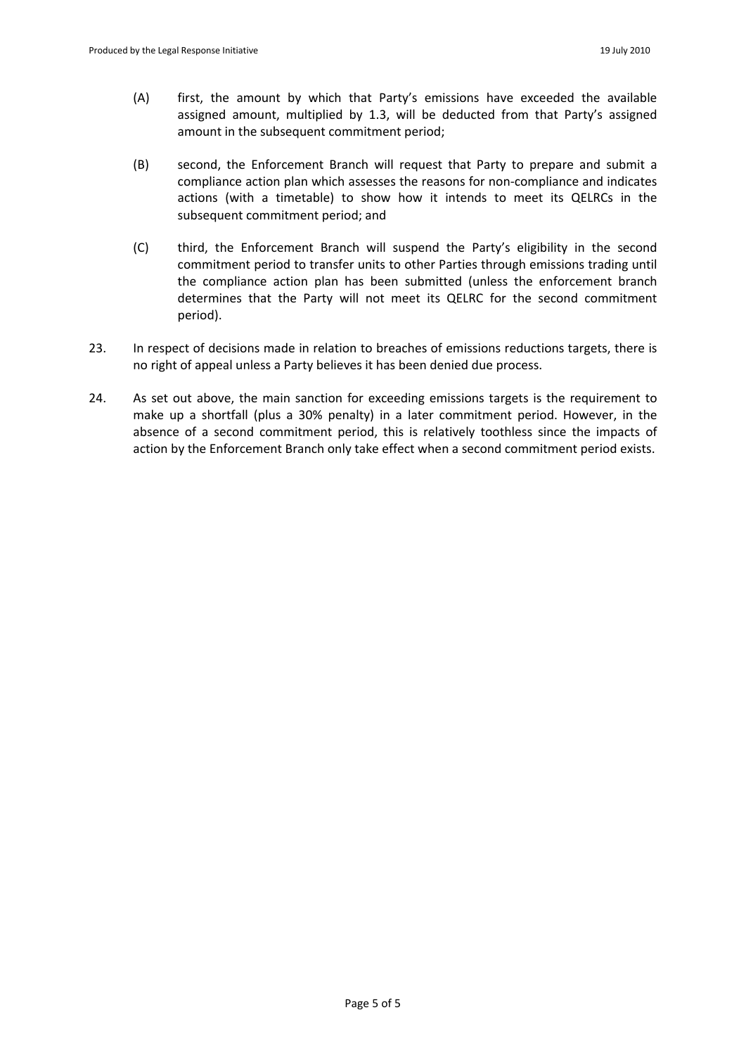(A) first, the amount by which that Party's emissions have exceeded the available assigned amount, multiplied by 1.3, will be deducted from that Party's assigned amount in the subsequent commitment period;

(B) second, the Enforcement Branch will request that Party to prepare and submit a compliance action plan which assesses the reasons for non-compliance and indicates actions (with a timetable) to show how it intends to meet its QELRCs in the subsequent commitment period; and

(C) third, the Enforcement Branch will suspend the Party's eligibility in the second commitment period to transfer units to other Parties through emissions trading until the compliance action plan has been submitted (unless the enforcement branch determines that the Party will not meet its QELRC for the second commitment period).

23. In respect of decisions made in relation to breaches of emissions reductions targets, there is no right of appeal unless a Party believes it has been denied due process.

24. As set out above, the main sanction for exceeding emissions targets is the requirement to make up a shortfall (plus a 30% penalty) in a later commitment period. However, in the absence of a second commitment period, this is relatively toothless since the impacts of action by the Enforcement Branch only take effect when a second commitment period exists.